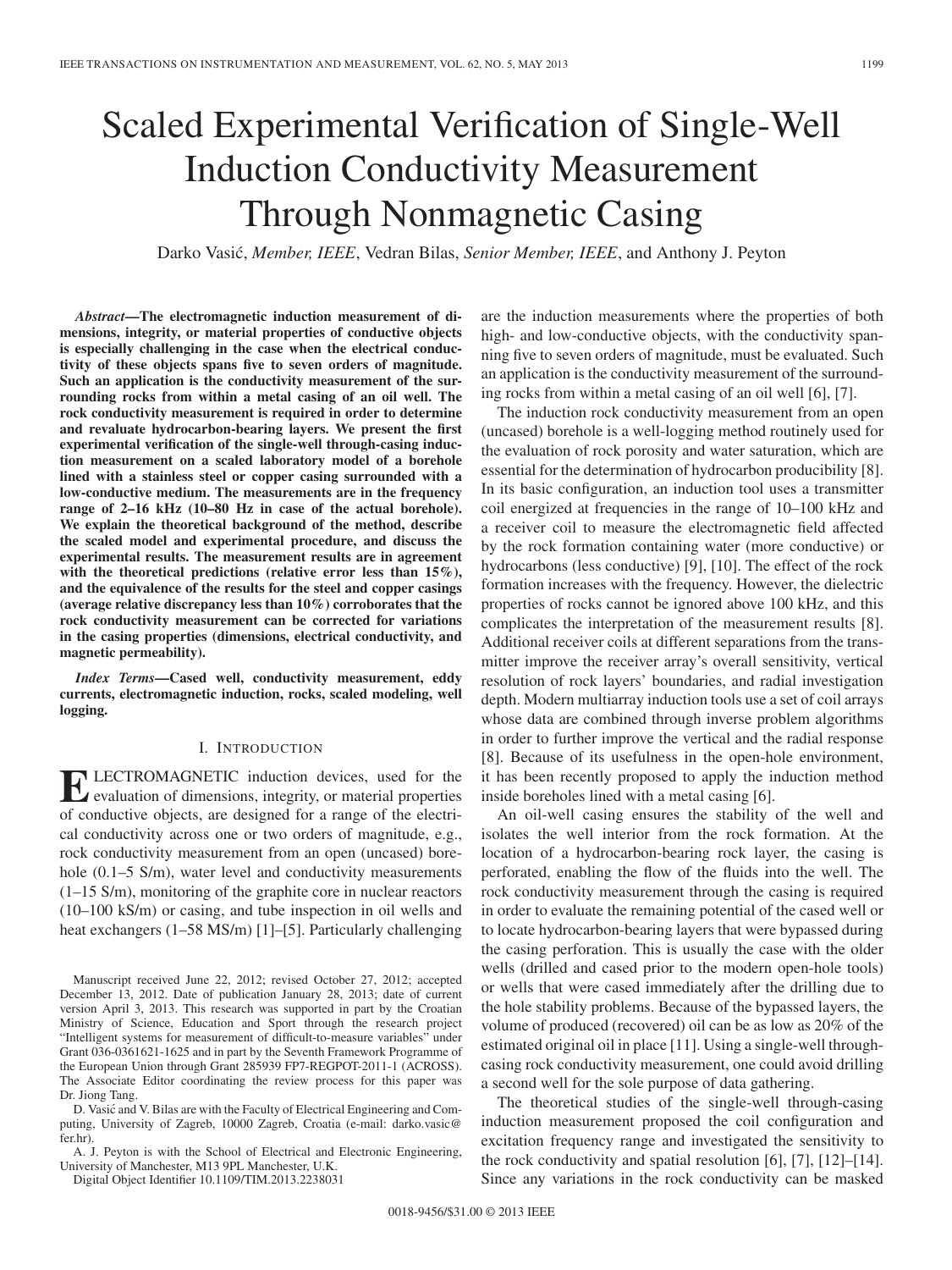# Scaled Experimental Verification of Single-Well Induction Conductivity Measurement Through Nonmagnetic Casing

Darko Vasić, *Member, IEEE*, Vedran Bilas, *Senior Member, IEEE*, and Anthony J. Peyton

***Abstract*—The electromagnetic induction measurement of dimensions, integrity, or material properties of conductive objects is especially challenging in the case when the electrical conductivity of these objects spans five to seven orders of magnitude. Such an application is the conductivity measurement of the surrounding rocks from within a metal casing of an oil well. The rock conductivity measurement is required in order to determine and reevaluate hydrocarbon-bearing layers. We present the first experimental verification of the single-well through-casing induction measurement on a scaled laboratory model of a borehole lined with a stainless steel or copper casing surrounded with a low-conductive medium. The measurements are in the frequency range of 2–16 kHz (10–80 Hz in case of the actual borehole). We explain the theoretical background of the method, describe the scaled model and experimental procedure, and discuss the experimental results. The measurement results are in agreement with the theoretical predictions (relative error less than 15%), and the equivalence of the results for the steel and copper casings (average relative discrepancy less than 10%) corroborates that the rock conductivity measurement can be corrected for variations in the casing properties (dimensions, electrical conductivity, and magnetic permeability).**

***Index Terms*—Cased well, conductivity measurement, eddy currents, electromagnetic induction, rocks, scaled modeling, well logging.**

## I. Introduction

ELECTROMAGNETIC induction devices, used for the evaluation of dimensions, integrity, or material properties of conductive objects, are designed for a range of the electrical conductivity across one or two orders of magnitude, e.g., rock conductivity measurement from an open (uncased) borehole (0.1–5 S/m), water level and conductivity measurements (1–15 S/m), monitoring of the graphite core in nuclear reactors (10–100 kS/m) or casing, and tube inspection in oil wells and heat exchangers (1–58 MS/m) [1]–[5]. Particularly challenging are the induction measurements where the properties of both high- and low-conductive objects, with the conductivity spanning five to seven orders of magnitude, must be evaluated. Such an application is the conductivity measurement of the surrounding rocks from within a metal casing of an oil well [6], [7].

The induction rock conductivity measurement from an open (uncased) borehole is a well-logging method routinely used for the evaluation of rock porosity and water saturation, which are essential for the determination of hydrocarbon producibility [8]. In its basic configuration, an induction tool uses a transmitter coil energized at frequencies in the range of 10–100 kHz and a receiver coil to measure the electromagnetic field affected by the rock formation containing water (more conductive) or hydrocarbons (less conductive) [9], [10]. The effect of the rock formation increases with the frequency. However, the dielectric properties of rocks cannot be ignored above 100 kHz, and this complicates the interpretation of the measurement results [8]. Additional receiver coils at different separations from the transmitter improve the receiver array's overall sensitivity, vertical resolution of rock layers' boundaries, and radial investigation depth. Modern multiarray induction tools use a set of coil arrays whose data are combined through inverse problem algorithms in order to further improve the vertical and the radial response [8]. Because of its usefulness in the open-hole environment, it has been recently proposed to apply the induction method inside boreholes lined with a metal casing [6].

An oil-well casing ensures the stability of the well and isolates the well interior from the rock formation. At the location of a hydrocarbon-bearing rock layer, the casing is perforated, enabling the flow of the fluids into the well. The rock conductivity measurement through the casing is required in order to evaluate the remaining potential of the cased well or to locate hydrocarbon-bearing layers that were bypassed during the casing perforation. This is usually the case with the older wells (drilled and cased prior to the modern open-hole tools) or wells that were cased immediately after the drilling due to the hole stability problems. Because of the bypassed layers, the volume of produced (recovered) oil can be as low as 20% of the estimated original oil in place [11]. Using a single-well through-casing rock conductivity measurement, one could avoid drilling a second well for the sole purpose of data gathering.

The theoretical studies of the single-well through-casing induction measurement proposed the coil configuration and excitation frequency range and investigated the sensitivity to the rock conductivity and spatial resolution [6], [7], [12]–[14]. Since any variations in the rock conductivity can be masked

---

Manuscript received June 22, 2012; revised October 27, 2012; accepted December 13, 2012. Date of publication January 28, 2013; date of current version April 3, 2013. This research was supported in part by the Croatian Ministry of Science, Education and Sport through the research project "Intelligent systems for measurement of difficult-to-measure variables" under Grant 036-0361621-1625 and in part by the Seventh Framework Programme of the European Union through Grant 285939 FP7-REGPOT-2011-1 (ACROSS). The Associate Editor coordinating the review process for this paper was Dr. Jiong Tang.

D. Vasić and V. Bilas are with the Faculty of Electrical Engineering and Computing, University of Zagreb, 10000 Zagreb, Croatia (e-mail: darko.vasic@fer.hr).

A. J. Peyton is with the School of Electrical and Electronic Engineering, University of Manchester, M13 9PL Manchester, U.K.

Digital Object Identifier 10.1109/TIM.2013.2238031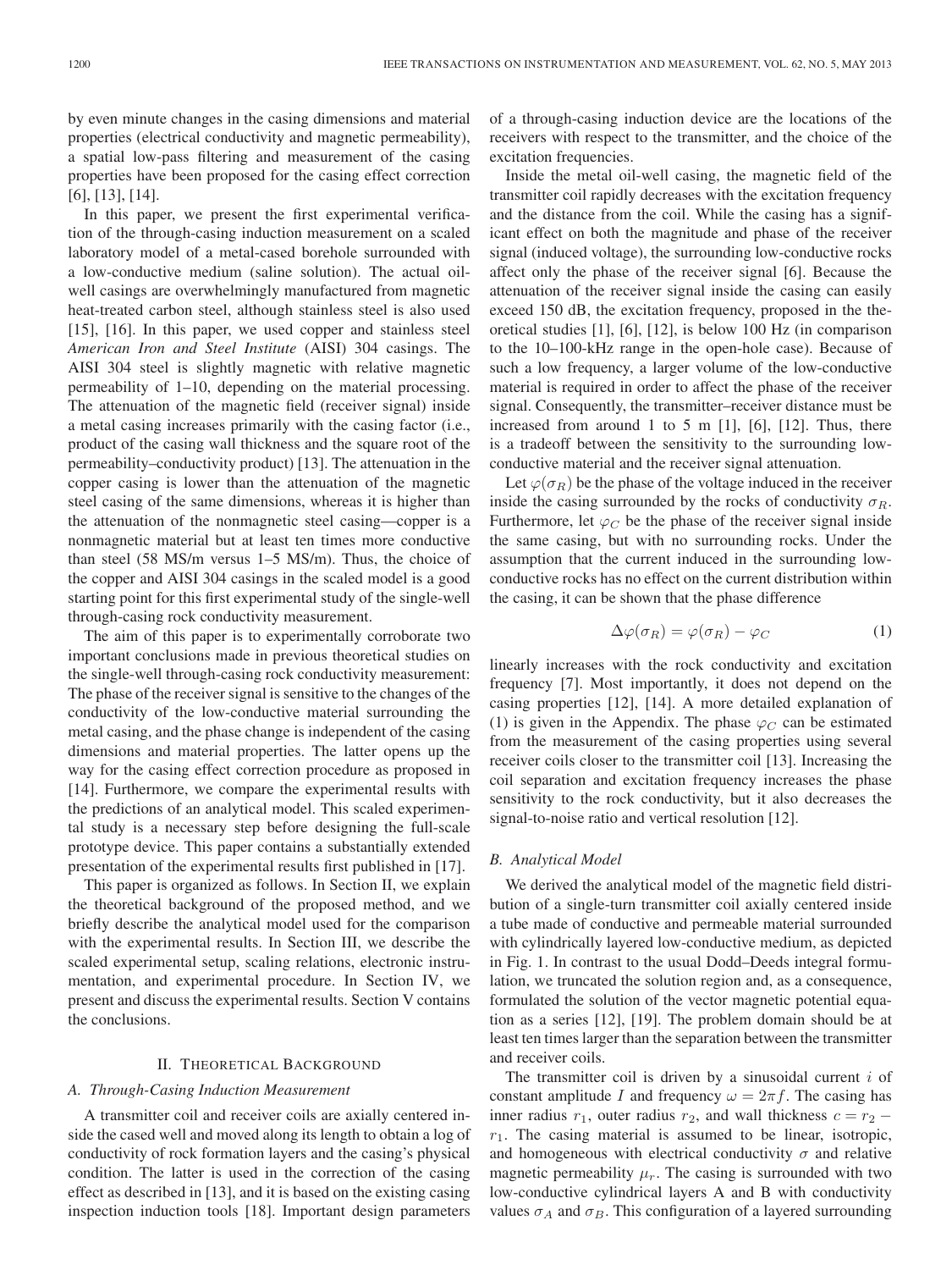by even minute changes in the casing dimensions and material properties (electrical conductivity and magnetic permeability), a spatial low-pass filtering and measurement of the casing properties have been proposed for the casing effect correction [6], [13], [14].

In this paper, we present the first experimental verification of the through-casing induction measurement on a scaled laboratory model of a metal-cased borehole surrounded with a low-conductive medium (saline solution). The actual oil-well casings are overwhelmingly manufactured from magnetic heat-treated carbon steel, although stainless steel is also used [15], [16]. In this paper, we used copper and stainless steel *American Iron and Steel Institute* (AISI) 304 casings. The AISI 304 steel is slightly magnetic with relative magnetic permeability of 1–10, depending on the material processing. The attenuation of the magnetic field (receiver signal) inside a metal casing increases primarily with the casing factor (i.e., product of the casing wall thickness and the square root of the permeability–conductivity product) [13]. The attenuation in the copper casing is lower than the attenuation of the magnetic steel casing of the same dimensions, whereas it is higher than the attenuation of the nonmagnetic steel casing—copper is a nonmagnetic material but at least ten times more conductive than steel (58 MS/m versus 1–5 MS/m). Thus, the choice of the copper and AISI 304 casings in the scaled model is a good starting point for this first experimental study of the single-well through-casing rock conductivity measurement.

The aim of this paper is to experimentally corroborate two important conclusions made in previous theoretical studies on the single-well through-casing rock conductivity measurement: The phase of the receiver signal is sensitive to the changes of the conductivity of the low-conductive material surrounding the metal casing, and the phase change is independent of the casing dimensions and material properties. The latter opens up the way for the casing effect correction procedure as proposed in [14]. Furthermore, we compare the experimental results with the predictions of an analytical model. This scaled experimental study is a necessary step before designing the full-scale prototype device. This paper contains a substantially extended presentation of the experimental results first published in [17].

This paper is organized as follows. In Section II, we explain the theoretical background of the proposed method, and we briefly describe the analytical model used for the comparison with the experimental results. In Section III, we describe the scaled experimental setup, scaling relations, electronic instrumentation, and experimental procedure. In Section IV, we present and discuss the experimental results. Section V contains the conclusions.

## II. Theoretical Background

### A. Through-Casing Induction Measurement

A transmitter coil and receiver coils are axially centered inside the cased well and moved along its length to obtain a log of conductivity of rock formation layers and the casing's physical condition. The latter is used in the correction of the casing effect as described in [13], and it is based on the existing casing inspection induction tools [18]. Important design parameters of a through-casing induction device are the locations of the receivers with respect to the transmitter, and the choice of the excitation frequencies.

Inside the metal oil-well casing, the magnetic field of the transmitter coil rapidly decreases with the excitation frequency and the distance from the coil. While the casing has a significant effect on both the magnitude and phase of the receiver signal (induced voltage), the surrounding low-conductive rocks affect only the phase of the receiver signal [6]. Because the attenuation of the receiver signal inside the casing can easily exceed 150 dB, the excitation frequency, proposed in the theoretical studies [1], [6], [12], is below 100 Hz (in comparison to the 10–100-kHz range in the open-hole case). Because of such a low frequency, a larger volume of the low-conductive material is required in order to affect the phase of the receiver signal. Consequently, the transmitter–receiver distance must be increased from around 1 to 5 m [1], [6], [12]. Thus, there is a tradeoff between the sensitivity to the surrounding low-conductive material and the receiver signal attenuation.

Let $\varphi(\sigma_R)$ be the phase of the voltage induced in the receiver inside the casing surrounded by the rocks of conductivity $\sigma_R$. Furthermore, let $\varphi_C$ be the phase of the receiver signal inside the same casing, but with no surrounding rocks. Under the assumption that the current induced in the surrounding low-conductive rocks has no effect on the current distribution within the casing, it can be shown that the phase difference

$$\Delta\varphi(\sigma_R) = \varphi(\sigma_R) - \varphi_C \tag{1}$$

linearly increases with the rock conductivity and excitation frequency [7]. Most importantly, it does not depend on the casing properties [12], [14]. A more detailed explanation of (1) is given in the Appendix. The phase $\varphi_C$ can be estimated from the measurement of the casing properties using several receiver coils closer to the transmitter coil [13]. Increasing the coil separation and excitation frequency increases the phase sensitivity to the rock conductivity, but it also decreases the signal-to-noise ratio and vertical resolution [12].

### B. Analytical Model

We derived the analytical model of the magnetic field distribution of a single-turn transmitter coil axially centered inside a tube made of conductive and permeable material surrounded with cylindrically layered low-conductive medium, as depicted in Fig. 1. In contrast to the usual Dodd–Deeds integral formulation, we truncated the solution region and, as a consequence, formulated the solution of the vector magnetic potential equation as a series [12], [19]. The problem domain should be at least ten times larger than the separation between the transmitter and receiver coils.

The transmitter coil is driven by a sinusoidal current $i$ of constant amplitude $I$ and frequency $\omega = 2\pi f$. The casing has inner radius $r_1$, outer radius $r_2$, and wall thickness $c = r_2 - r_1$. The casing material is assumed to be linear, isotropic, and homogeneous with electrical conductivity $\sigma$ and relative magnetic permeability $\mu_r$. The casing is surrounded with two low-conductive cylindrical layers A and B with conductivity values $\sigma_A$ and $\sigma_B$. This configuration of a layered surrounding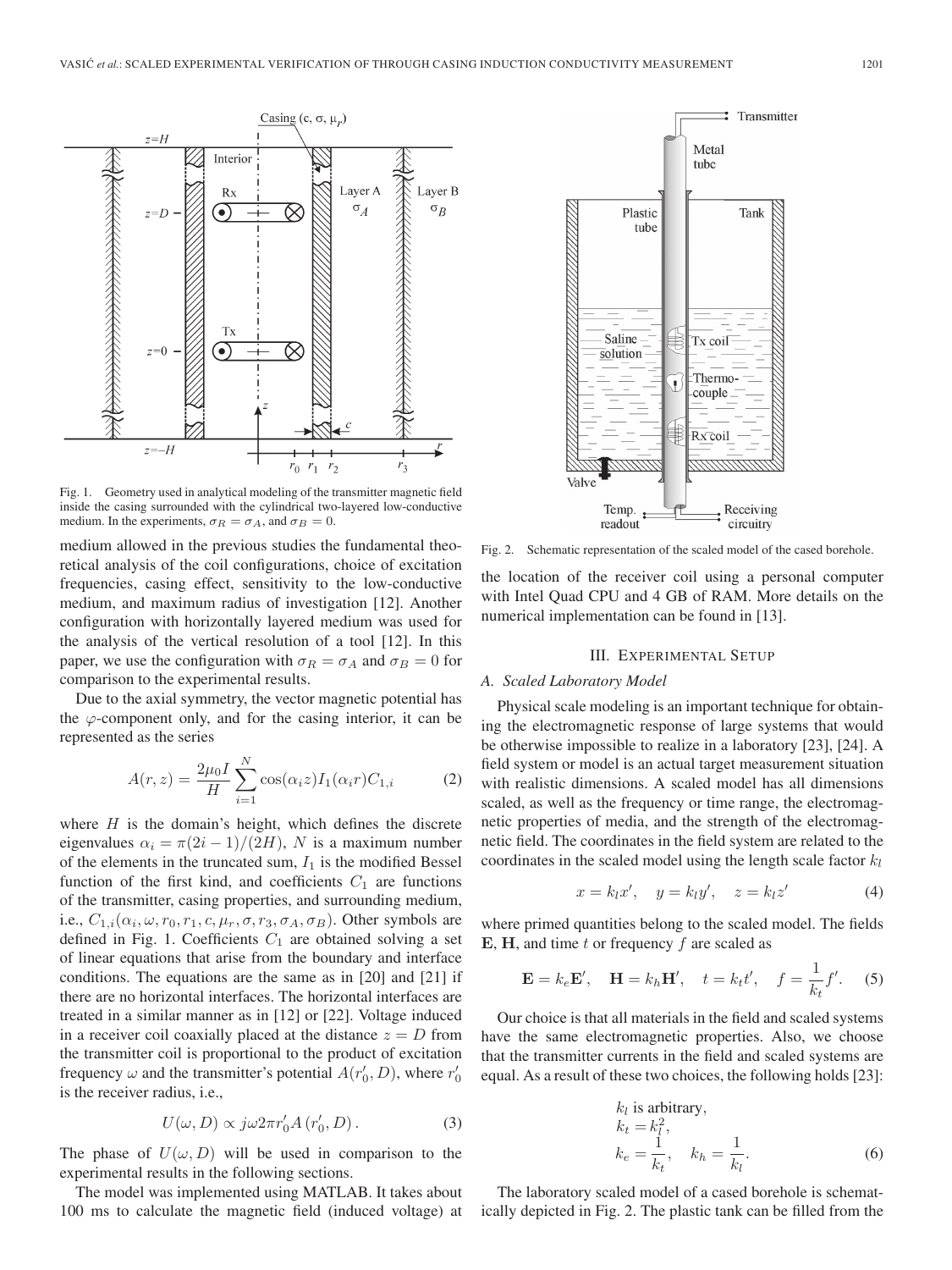Fig. 1. Geometry used in analytical modeling of the transmitter magnetic field inside the casing surrounded with the cylindrical two-layered low-conductive medium. In the experiments, $\sigma_R = \sigma_A$, and $\sigma_B = 0$.

medium allowed in the previous studies the fundamental theoretical analysis of the coil configurations, choice of excitation frequencies, casing effect, sensitivity to the low-conductive medium, and maximum radius of investigation [12]. Another configuration with horizontally layered medium was used for the analysis of the vertical resolution of a tool [12]. In this paper, we use the configuration with $\sigma_R = \sigma_A$ and $\sigma_B = 0$ for comparison to the experimental results.

Due to the axial symmetry, the vector magnetic potential has the $\varphi$-component only, and for the casing interior, it can be represented as the series

$$A(r, z) = \frac{2\mu_0 I}{H} \sum_{i=1}^{N} \cos(\alpha_i z) I_1(\alpha_i r) C_{1,i} \tag{2}$$

where $H$ is the domain's height, which defines the discrete eigenvalues $\alpha_i = \pi(2i-1)/(2H)$, $N$ is a maximum number of the elements in the truncated sum, $I_1$ is the modified Bessel function of the first kind, and coefficients $C_1$ are functions of the transmitter, casing properties, and surrounding medium, i.e., $C_{1,i}(\alpha_i, \omega, r_0, r_1, c, \mu_r, \sigma, r_3, \sigma_A, \sigma_B)$. Other symbols are defined in Fig. 1. Coefficients $C_1$ are obtained solving a set of linear equations that arise from the boundary and interface conditions. The equations are the same as in [20] and [21] if there are no horizontal interfaces. The horizontal interfaces are treated in a similar manner as in [12] or [22]. Voltage induced in a receiver coil coaxially placed at the distance $z = D$ from the transmitter coil is proportional to the product of excitation frequency $\omega$ and the transmitter's potential $A(r_0', D)$, where $r_0'$ is the receiver radius, i.e.,

$$U(\omega, D) \propto j\omega 2\pi r_0' A(r_0', D). \tag{3}$$

The phase of $U(\omega, D)$ will be used in comparison to the experimental results in the following sections.

The model was implemented using MATLAB. It takes about 100 ms to calculate the magnetic field (induced voltage) at the location of the receiver coil using a personal computer with Intel Quad CPU and 4 GB of RAM. More details on the numerical implementation can be found in [13].

Fig. 2. Schematic representation of the scaled model of the cased borehole.

## III. Experimental Setup

### A. Scaled Laboratory Model

Physical scale modeling is an important technique for obtaining the electromagnetic response of large systems that would be otherwise impossible to realize in a laboratory [23], [24]. A field system or model is an actual target measurement situation with realistic dimensions. A scaled model has all dimensions scaled, as well as the frequency or time range, the electromagnetic properties of media, and the strength of the electromagnetic field. The coordinates in the field system are related to the coordinates in the scaled model using the length scale factor $k_l$

$$x = k_l x', \quad y = k_l y', \quad z = k_l z' \tag{4}$$

where primed quantities belong to the scaled model. The fields $\mathbf{E}$, $\mathbf{H}$, and time $t$ or frequency $f$ are scaled as

$$\mathbf{E} = k_e \mathbf{E}', \quad \mathbf{H} = k_h \mathbf{H}', \quad t = k_t t', \quad f = \frac{1}{k_t} f'. \tag{5}$$

Our choice is that all materials in the field and scaled systems have the same electromagnetic properties. Also, we choose that the transmitter currents in the field and scaled systems are equal. As a result of these two choices, the following holds [23]:

$$\begin{aligned} &k_l \text{ is arbitrary,} \\ &k_t = k_l^2, \\ &k_e = \frac{1}{k_t}, \quad k_h = \frac{1}{k_l}. \end{aligned} \tag{6}$$

The laboratory scaled model of a cased borehole is schematically depicted in Fig. 2. The plastic tank can be filled from the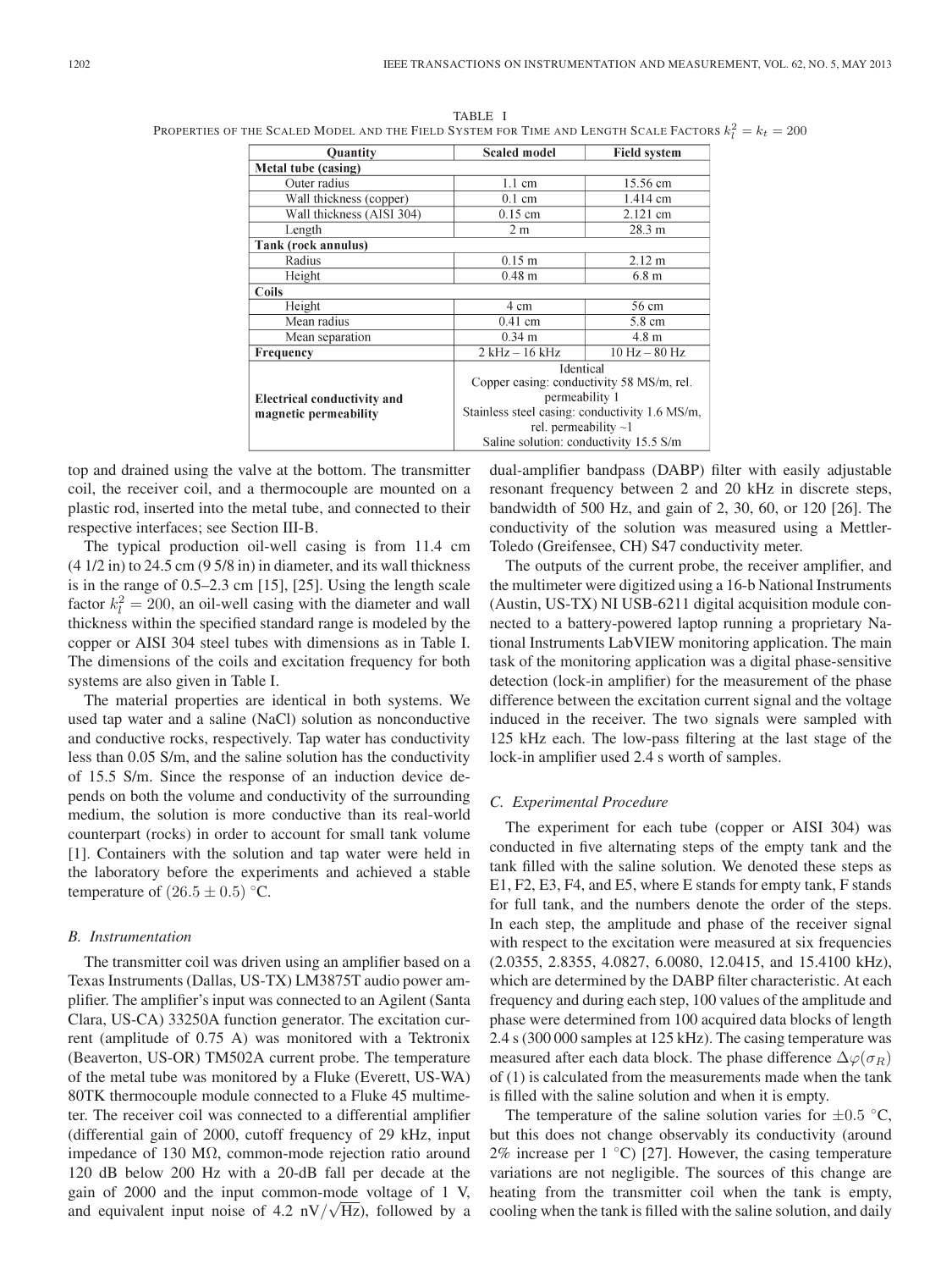TABLE I
PROPERTIES OF THE SCALED MODEL AND THE FIELD SYSTEM FOR TIME AND LENGTH SCALE FACTORS $k_l^2 = k_t = 200$

| Quantity | Scaled model | Field system |
|---|---|---|
| **Metal tube (casing)** | | |
| Outer radius | 1.1 cm | 15.56 cm |
| Wall thickness (copper) | 0.1 cm | 1.414 cm |
| Wall thickness (AISI 304) | 0.15 cm | 2.121 cm |
| Length | 2 m | 28.3 m |
| **Tank (rock annulus)** | | |
| Radius | 0.15 m | 2.12 m |
| Height | 0.48 m | 6.8 m |
| **Coils** | | |
| Height | 4 cm | 56 cm |
| Mean radius | 0.41 cm | 5.8 cm |
| Mean separation | 0.34 m | 4.8 m |
| **Frequency** | 2 kHz – 16 kHz | 10 Hz – 80 Hz |
| **Electrical conductivity and magnetic permeability** | Identical<br>Copper casing: conductivity 58 MS/m, rel. permeability 1<br>Stainless steel casing: conductivity 1.6 MS/m, rel. permeability ~1<br>Saline solution: conductivity 15.5 S/m | |

top and drained using the valve at the bottom. The transmitter coil, the receiver coil, and a thermocouple are mounted on a plastic rod, inserted into the metal tube, and connected to their respective interfaces; see Section III-B.

The typical production oil-well casing is from 11.4 cm (4 1/2 in) to 24.5 cm (9 5/8 in) in diameter, and its wall thickness is in the range of 0.5–2.3 cm [15], [25]. Using the length scale factor $k_l^2 = 200$, an oil-well casing with the diameter and wall thickness within the specified standard range is modeled by the copper or AISI 304 steel tubes with dimensions as in Table I. The dimensions of the coils and excitation frequency for both systems are also given in Table I.

The material properties are identical in both systems. We used tap water and a saline (NaCl) solution as nonconductive and conductive rocks, respectively. Tap water has conductivity less than 0.05 S/m, and the saline solution has the conductivity of 15.5 S/m. Since the response of an induction device depends on both the volume and conductivity of the surrounding medium, the solution is more conductive than its real-world counterpart (rocks) in order to account for small tank volume [1]. Containers with the solution and tap water were held in the laboratory before the experiments and achieved a stable temperature of $(26.5 \pm 0.5)$ °C.

### B. Instrumentation

The transmitter coil was driven using an amplifier based on a Texas Instruments (Dallas, US-TX) LM3875T audio power amplifier. The amplifier's input was connected to an Agilent (Santa Clara, US-CA) 33250A function generator. The excitation current (amplitude of 0.75 A) was monitored with a Tektronix (Beaverton, US-OR) TM502A current probe. The temperature of the metal tube was monitored by a Fluke (Everett, US-WA) 80TK thermocouple module connected to a Fluke 45 multimeter. The receiver coil was connected to a differential amplifier (differential gain of 2000, cutoff frequency of 29 kHz, input impedance of 130 MΩ, common-mode rejection ratio around 120 dB below 200 Hz with a 20-dB fall per decade at the gain of 2000 and the input common-mode voltage of 1 V, and equivalent input noise of 4.2 nV/$\sqrt{\text{Hz}}$), followed by a dual-amplifier bandpass (DABP) filter with easily adjustable resonant frequency between 2 and 20 kHz in discrete steps, bandwidth of 500 Hz, and gain of 2, 30, 60, or 120 [26]. The conductivity of the solution was measured using a Mettler-Toledo (Greifensee, CH) S47 conductivity meter.

The outputs of the current probe, the receiver amplifier, and the multimeter were digitized using a 16-b National Instruments (Austin, US-TX) NI USB-6211 digital acquisition module connected to a battery-powered laptop running a proprietary National Instruments LabVIEW monitoring application. The main task of the monitoring application was a digital phase-sensitive detection (lock-in amplifier) for the measurement of the phase difference between the excitation current signal and the voltage induced in the receiver. The two signals were sampled with 125 kHz each. The low-pass filtering at the last stage of the lock-in amplifier used 2.4 s worth of samples.

### C. Experimental Procedure

The experiment for each tube (copper or AISI 304) was conducted in five alternating steps of the empty tank and the tank filled with the saline solution. We denoted these steps as E1, F2, E3, F4, and E5, where E stands for empty tank, F stands for full tank, and the numbers denote the order of the steps. In each step, the amplitude and phase of the receiver signal with respect to the excitation were measured at six frequencies (2.0355, 2.8355, 4.0827, 6.0080, 12.0415, and 15.4100 kHz), which are determined by the DABP filter characteristic. At each frequency and during each step, 100 values of the amplitude and phase were determined from 100 acquired data blocks of length 2.4 s (300 000 samples at 125 kHz). The casing temperature was measured after each data block. The phase difference $\Delta\varphi(\sigma_R)$ of (1) is calculated from the measurements made when the tank is filled with the saline solution and when it is empty.

The temperature of the saline solution varies for ±0.5 °C, but this does not change observably its conductivity (around 2% increase per 1 °C) [27]. However, the casing temperature variations are not negligible. The sources of this change are heating from the transmitter coil when the tank is empty, cooling when the tank is filled with the saline solution, and daily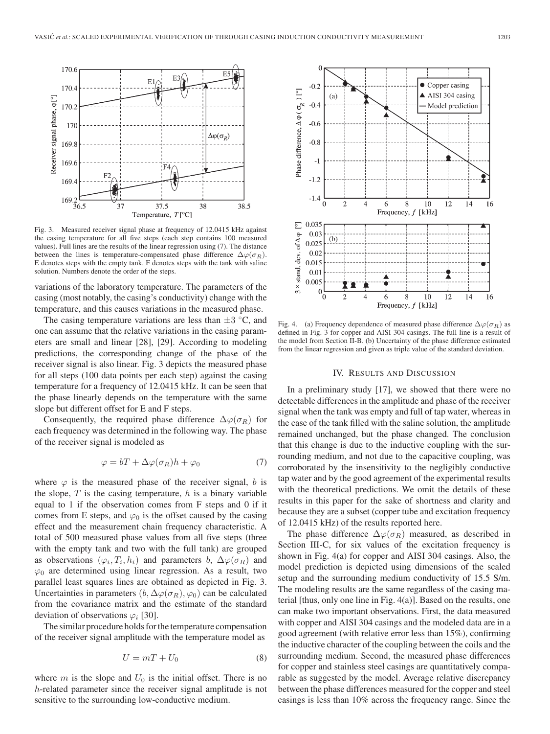Fig. 3. Measured receiver signal phase at frequency of 12.0415 kHz against the casing temperature for all five steps (each step contains 100 measured values). Full lines are the results of the linear regression using (7). The distance between the lines is temperature-compensated phase difference $\Delta\varphi(\sigma_R)$. E denotes steps with the empty tank. F denotes steps with the tank with saline solution. Numbers denote the order of the steps.

variations of the laboratory temperature. The parameters of the casing (most notably, the casing's conductivity) change with the temperature, and this causes variations in the measured phase.

The casing temperature variations are less than $\pm 3$ °C, and one can assume that the relative variations in the casing parameters are small and linear [28], [29]. According to modeling predictions, the corresponding change of the phase of the receiver signal is also linear. Fig. 3 depicts the measured phase for all steps (100 data points per each step) against the casing temperature for a frequency of 12.0415 kHz. It can be seen that the phase linearly depends on the temperature with the same slope but different offset for E and F steps.

Consequently, the required phase difference $\Delta\varphi(\sigma_R)$ for each frequency was determined in the following way. The phase of the receiver signal is modeled as

$$\varphi = bT + \Delta\varphi(\sigma_R)h + \varphi_0 \tag{7}$$

where $\varphi$ is the measured phase of the receiver signal, $b$ is the slope, $T$ is the casing temperature, $h$ is a binary variable equal to 1 if the observation comes from F steps and 0 if it comes from E steps, and $\varphi_0$ is the offset caused by the casing effect and the measurement chain frequency characteristic. A total of 500 measured phase values from all five steps (three with the empty tank and two with the full tank) are grouped as observations $(\varphi_i, T_i, h_i)$ and parameters $b$, $\Delta\varphi(\sigma_R)$ and $\varphi_0$ are determined using linear regression. As a result, two parallel least squares lines are obtained as depicted in Fig. 3. Uncertainties in parameters $(b, \Delta\varphi(\sigma_R), \varphi_0)$ can be calculated from the covariance matrix and the estimate of the standard deviation of observations $\varphi_i$ [30].

The similar procedure holds for the temperature compensation of the receiver signal amplitude with the temperature model as

$$U = mT + U_0 \tag{8}$$

where $m$ is the slope and $U_0$ is the initial offset. There is no $h$-related parameter since the receiver signal amplitude is not sensitive to the surrounding low-conductive medium.

Fig. 4. (a) Frequency dependence of measured phase difference $\Delta\varphi(\sigma_R)$ as defined in Fig. 3 for copper and AISI 304 casings. The full line is a result of the model from Section II-B. (b) Uncertainty of the phase difference estimated from the linear regression and given as triple value of the standard deviation.

## IV. Results and Discussion

In a preliminary study [17], we showed that there were no detectable differences in the amplitude and phase of the receiver signal when the tank was empty and full of tap water, whereas in the case of the tank filled with the saline solution, the amplitude remained unchanged, but the phase changed. The conclusion that this change is due to the inductive coupling with the surrounding medium, and not due to the capacitive coupling, was corroborated by the insensitivity to the negligibly conductive tap water and by the good agreement of the experimental results with the theoretical predictions. We omit the details of these results in this paper for the sake of shortness and clarity and because they are a subset (copper tube and excitation frequency of 12.0415 kHz) of the results reported here.

The phase difference $\Delta\varphi(\sigma_R)$ measured, as described in Section III-C, for six values of the excitation frequency is shown in Fig. 4(a) for copper and AISI 304 casings. Also, the model prediction is depicted using dimensions of the scaled setup and the surrounding medium conductivity of 15.5 S/m. The modeling results are the same regardless of the casing material [thus, only one line in Fig. 4(a)]. Based on the results, one can make two important observations. First, the data measured with copper and AISI 304 casings and the modeled data are in a good agreement (with relative error less than 15%), confirming the inductive character of the coupling between the coils and the surrounding medium. Second, the measured phase differences for copper and stainless steel casings are quantitatively comparable as suggested by the model. Average relative discrepancy between the phase differences measured for the copper and steel casings is less than 10% across the frequency range. Since the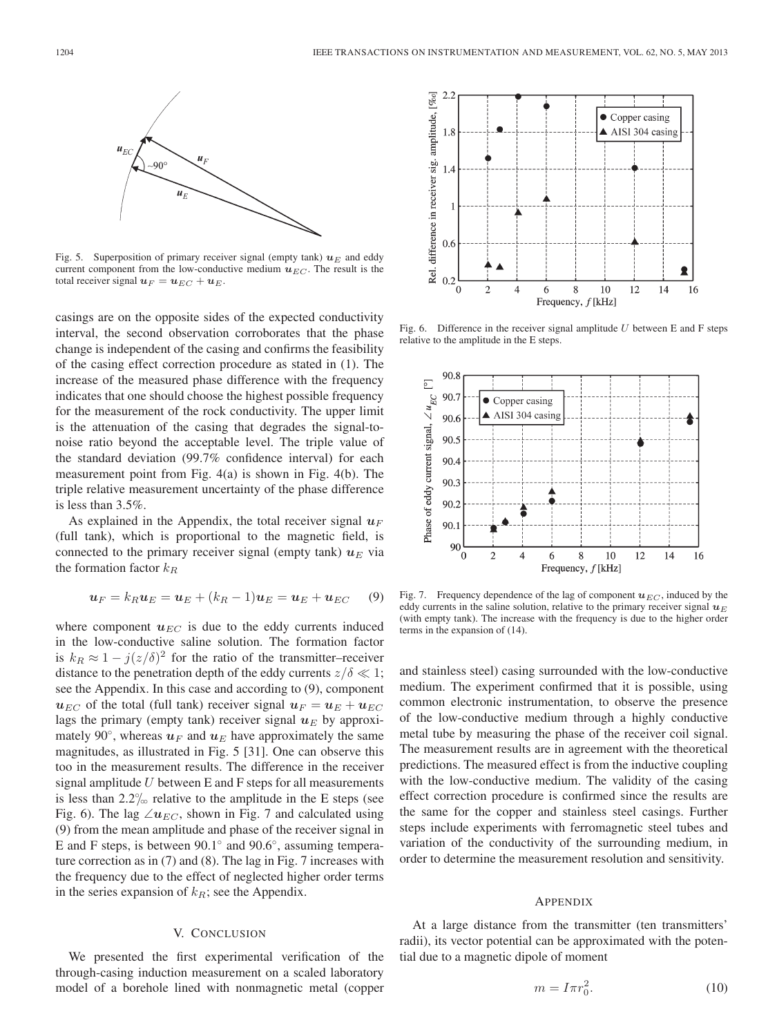Fig. 5. Superposition of primary receiver signal (empty tank) $\boldsymbol{u}_E$ and eddy current component from the low-conductive medium $\boldsymbol{u}_{EC}$. The result is the total receiver signal $\boldsymbol{u}_F = \boldsymbol{u}_{EC} + \boldsymbol{u}_E$.

casings are on the opposite sides of the expected conductivity interval, the second observation corroborates that the phase change is independent of the casing and confirms the feasibility of the casing effect correction procedure as stated in (1). The increase of the measured phase difference with the frequency indicates that one should choose the highest possible frequency for the measurement of the rock conductivity. The upper limit is the attenuation of the casing that degrades the signal-to-noise ratio beyond the acceptable level. The triple value of the standard deviation (99.7% confidence interval) for each measurement point from Fig. 4(a) is shown in Fig. 4(b). The triple relative measurement uncertainty of the phase difference is less than 3.5%.

As explained in the Appendix, the total receiver signal $\boldsymbol{u}_F$ (full tank), which is proportional to the magnetic field, is connected to the primary receiver signal (empty tank) $\boldsymbol{u}_E$ via the formation factor $k_R$

$$\boldsymbol{u}_F = k_R \boldsymbol{u}_E = \boldsymbol{u}_E + (k_R - 1)\boldsymbol{u}_E = \boldsymbol{u}_E + \boldsymbol{u}_{EC} \tag{9}$$

where component $\boldsymbol{u}_{EC}$ is due to the eddy currents induced in the low-conductive saline solution. The formation factor is $k_R \approx 1 - j(z/\delta)^2$ for the ratio of the transmitter–receiver distance to the penetration depth of the eddy currents $z/\delta \ll 1$; see the Appendix. In this case and according to (9), component $\boldsymbol{u}_{EC}$ of the total (full tank) receiver signal $\boldsymbol{u}_F = \boldsymbol{u}_E + \boldsymbol{u}_{EC}$ lags the primary (empty tank) receiver signal $\boldsymbol{u}_E$ by approximately 90°, whereas $\boldsymbol{u}_F$ and $\boldsymbol{u}_E$ have approximately the same magnitudes, as illustrated in Fig. 5 [31]. One can observe this too in the measurement results. The difference in the receiver signal amplitude $U$ between E and F steps for all measurements is less than 2.2‰ relative to the amplitude in the E steps (see Fig. 6). The lag $\angle \boldsymbol{u}_{EC}$, shown in Fig. 7 and calculated using (9) from the mean amplitude and phase of the receiver signal in E and F steps, is between 90.1° and 90.6°, assuming temperature correction as in (7) and (8). The lag in Fig. 7 increases with the frequency due to the effect of neglected higher order terms in the series expansion of $k_R$; see the Appendix.

Fig. 6. Difference in the receiver signal amplitude $U$ between E and F steps relative to the amplitude in the E steps.

Fig. 7. Frequency dependence of the lag of component $\boldsymbol{u}_{EC}$, induced by the eddy currents in the saline solution, relative to the primary receiver signal $\boldsymbol{u}_E$ (with empty tank). The increase with the frequency is due to the higher order terms in the expansion of (14).

## V. Conclusion

We presented the first experimental verification of the through-casing induction measurement on a scaled laboratory model of a borehole lined with nonmagnetic metal (copper and stainless steel) casing surrounded with the low-conductive medium. The experiment confirmed that it is possible, using common electronic instrumentation, to observe the presence of the low-conductive medium through a highly conductive metal tube by measuring the phase of the receiver coil signal. The measurement results are in agreement with the theoretical predictions. The measured effect is from the inductive coupling with the low-conductive medium. The validity of the casing effect correction procedure is confirmed since the results are the same for the copper and stainless steel casings. Further steps include experiments with ferromagnetic steel tubes and variation of the conductivity of the surrounding medium, in order to determine the measurement resolution and sensitivity.

## Appendix

At a large distance from the transmitter (ten transmitters' radii), its vector potential can be approximated with the potential due to a magnetic dipole of moment

$$m = I\pi r_0^2. \tag{10}$$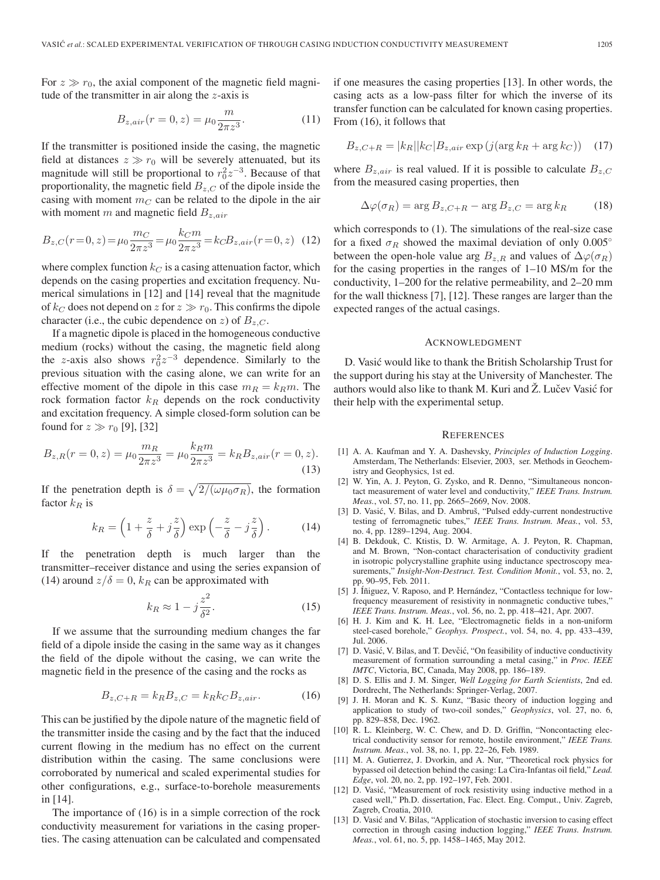For $z \gg r_0$, the axial component of the magnetic field magnitude of the transmitter in air along the $z$-axis is

$$B_{z,air}(r = 0, z) = \mu_0 \frac{m}{2\pi z^3}. \quad (11)$$

If the transmitter is positioned inside the casing, the magnetic field at distances $z \gg r_0$ will be severely attenuated, but its magnitude will still be proportional to $r_0^2 z^{-3}$. Because of that proportionality, the magnetic field $B_{z,C}$ of the dipole inside the casing with moment $m_C$ can be related to the dipole in the air with moment $m$ and magnetic field $B_{z,air}$

$$B_{z,C}(r=0, z) = \mu_0 \frac{m_C}{2\pi z^3} = \mu_0 \frac{k_C m}{2\pi z^3} = k_C B_{z,air}(r=0, z) \quad (12)$$

where complex function $k_C$ is a casing attenuation factor, which depends on the casing properties and excitation frequency. Numerical simulations in [12] and [14] reveal that the magnitude of $k_C$ does not depend on $z$ for $z \gg r_0$. This confirms the dipole character (i.e., the cubic dependence on $z$) of $B_{z,C}$.

If a magnetic dipole is placed in the homogeneous conductive medium (rocks) without the casing, the magnetic field along the $z$-axis also shows $r_0^2 z^{-3}$ dependence. Similarly to the previous situation with the casing alone, we can write for an effective moment of the dipole in this case $m_R = k_R m$. The rock formation factor $k_R$ depends on the rock conductivity and excitation frequency. A simple closed-form solution can be found for $z \gg r_0$ [9], [32]

$$B_{z,R}(r = 0, z) = \mu_0 \frac{m_R}{2\pi z^3} = \mu_0 \frac{k_R m}{2\pi z^3} = k_R B_{z,air}(r = 0, z). \quad (13)$$

If the penetration depth is $\delta = \sqrt{2/(\omega \mu_0 \sigma_R)}$, the formation factor $k_R$ is

$$k_R = \left(1 + \frac{z}{\delta} + j\frac{z}{\delta}\right) \exp\left(-\frac{z}{\delta} - j\frac{z}{\delta}\right). \quad (14)$$

If the penetration depth is much larger than the transmitter–receiver distance and using the series expansion of (14) around $z/\delta = 0$, $k_R$ can be approximated with

$$k_R \approx 1 - j\frac{z^2}{\delta^2}. \quad (15)$$

If we assume that the surrounding medium changes the far field of a dipole inside the casing in the same way as it changes the field of the dipole without the casing, we can write the magnetic field in the presence of the casing and the rocks as

$$B_{z,C+R} = k_R B_{z,C} = k_R k_C B_{z,air}. \quad (16)$$

This can be justified by the dipole nature of the magnetic field of the transmitter inside the casing and by the fact that the induced current flowing in the medium has no effect on the current distribution within the casing. The same conclusions were corroborated by numerical and scaled experimental studies for other configurations, e.g., surface-to-borehole measurements in [14].

The importance of (16) is in a simple correction of the rock conductivity measurement for variations in the casing properties. The casing attenuation can be calculated and compensated if one measures the casing properties [13]. In other words, the casing acts as a low-pass filter for which the inverse of its transfer function can be calculated for known casing properties. From (16), it follows that

$$B_{z,C+R} = |k_R||k_C| B_{z,air} \exp\left(j(\arg k_R + \arg k_C)\right) \quad (17)$$

where $B_{z,air}$ is real valued. If it is possible to calculate $B_{z,C}$ from the measured casing properties, then

$$\Delta\varphi(\sigma_R) = \arg B_{z,C+R} - \arg B_{z,C} = \arg k_R \quad (18)$$

which corresponds to (1). The simulations of the real-size case for a fixed $\sigma_R$ showed the maximal deviation of only 0.005° between the open-hole value arg $B_{z,R}$ and values of $\Delta\varphi(\sigma_R)$ for the casing properties in the ranges of 1–10 MS/m for the conductivity, 1–200 for the relative permeability, and 2–20 mm for the wall thickness [7], [12]. These ranges are larger than the expected ranges of the actual casings.

## Acknowledgment

D. Vasić would like to thank the British Scholarship Trust for the support during his stay at the University of Manchester. The authors would also like to thank M. Kuri and Ž. Lučev Vasić for their help with the experimental setup.

## References

[1] A. A. Kaufman and Y. A. Dashevsky, *Principles of Induction Logging*. Amsterdam, The Netherlands: Elsevier, 2003, ser. Methods in Geochemistry and Geophysics, 1st ed.

[2] W. Yin, A. J. Peyton, G. Zysko, and R. Denno, "Simultaneous noncontact measurement of water level and conductivity," *IEEE Trans. Instrum. Meas.*, vol. 57, no. 11, pp. 2665–2669, Nov. 2008.

[3] D. Vasić, V. Bilas, and D. Ambruš, "Pulsed eddy-current nondestructive testing of ferromagnetic tubes," *IEEE Trans. Instrum. Meas.*, vol. 53, no. 4, pp. 1289–1294, Aug. 2004.

[4] B. Dekdouk, C. Ktistis, D. W. Armitage, A. J. Peyton, R. Chapman, and M. Brown, "Non-contact characterisation of conductivity gradient in isotropic polycrystalline graphite using inductance spectroscopy measurements," *Insight-Non-Destruct. Test. Condition Monit.*, vol. 53, no. 2, pp. 90–95, Feb. 2011.

[5] J. Íñiguez, V. Raposo, and P. Hernández, "Contactless technique for low-frequency measurement of resistivity in nonmagnetic conductive tubes," *IEEE Trans. Instrum. Meas.*, vol. 56, no. 2, pp. 418–421, Apr. 2007.

[6] H. J. Kim and K. H. Lee, "Electromagnetic fields in a non-uniform steel-cased borehole," *Geophys. Prospect.*, vol. 54, no. 4, pp. 433–439, Jul. 2006.

[7] D. Vasić, V. Bilas, and T. Devčić, "On feasibility of inductive conductivity measurement of formation surrounding a metal casing," in *Proc. IEEE IMTC*, Victoria, BC, Canada, May 2008, pp. 186–189.

[8] D. S. Ellis and J. M. Singer, *Well Logging for Earth Scientists*, 2nd ed. Dordrecht, The Netherlands: Springer-Verlag, 2007.

[9] J. H. Moran and K. S. Kunz, "Basic theory of induction logging and application to study of two-coil sondes," *Geophysics*, vol. 27, no. 6, pp. 829–858, Dec. 1962.

[10] R. L. Kleinberg, W. C. Chew, and D. D. Griffin, "Noncontacting electrical conductivity sensor for remote, hostile environment," *IEEE Trans. Instrum. Meas.*, vol. 38, no. 1, pp. 22–26, Feb. 1989.

[11] M. A. Gutierrez, J. Dvorkin, and A. Nur, "Theoretical rock physics for bypassed oil detection behind the casing: La Cira-Infantas oil field," *Lead. Edge*, vol. 20, no. 2, pp. 192–197, Feb. 2001.

[12] D. Vasić, "Measurement of rock resistivity using inductive method in a cased well," Ph.D. dissertation, Fac. Elect. Eng. Comput., Univ. Zagreb, Zagreb, Croatia, 2010.

[13] D. Vasić and V. Bilas, "Application of stochastic inversion to casing effect correction in through casing induction logging," *IEEE Trans. Instrum. Meas.*, vol. 61, no. 5, pp. 1458–1465, May 2012.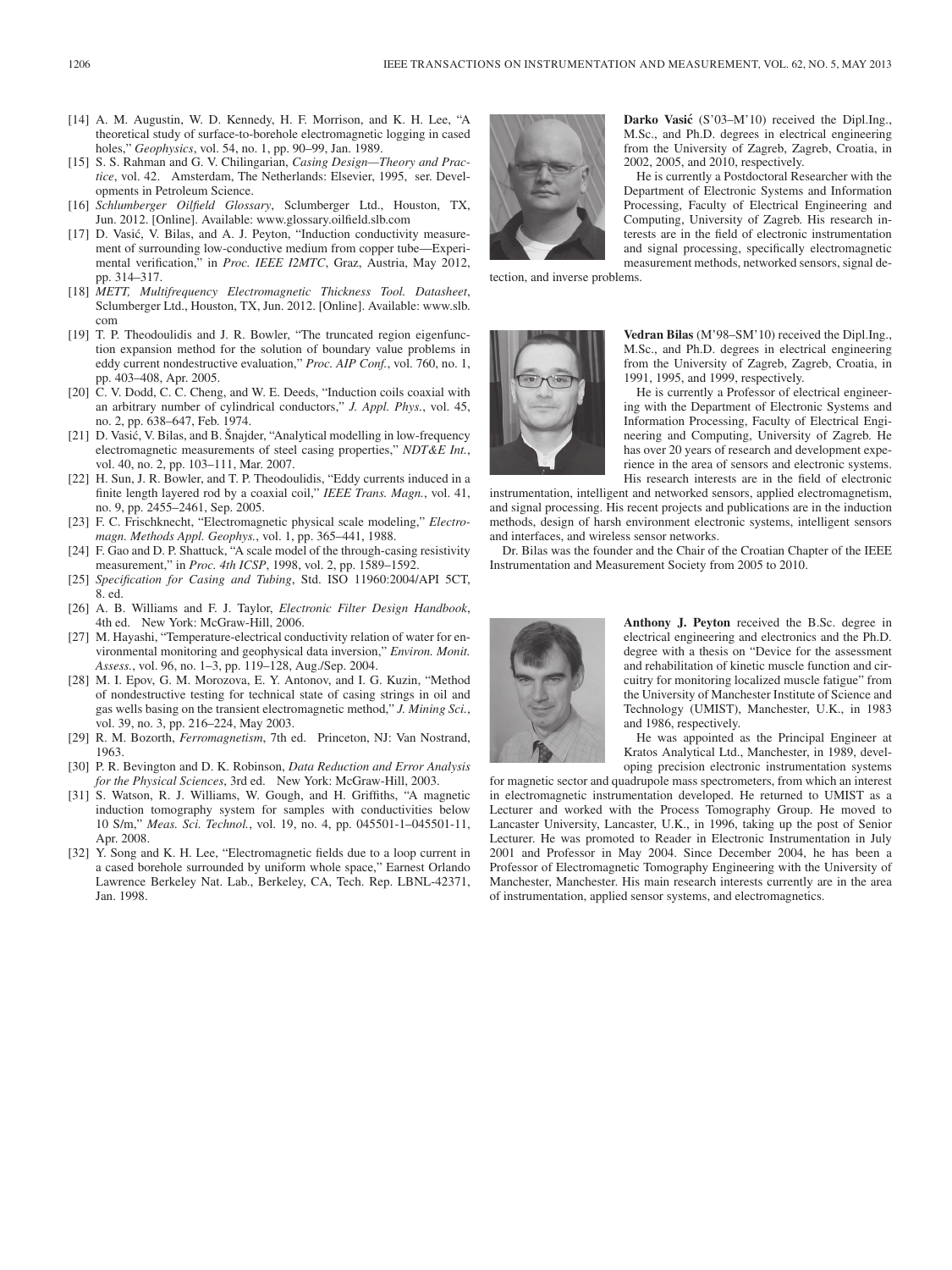[14] A. M. Augustin, W. D. Kennedy, H. F. Morrison, and K. H. Lee, "A theoretical study of surface-to-borehole electromagnetic logging in cased holes," *Geophysics*, vol. 54, no. 1, pp. 90–99, Jan. 1989.

[15] S. S. Rahman and G. V. Chilingarian, *Casing Design—Theory and Practice*, vol. 42. Amsterdam, The Netherlands: Elsevier, 1995, ser. Developments in Petroleum Science.

[16] *Schlumberger Oilfield Glossary*, Sclumberger Ltd., Houston, TX, Jun. 2012. [Online]. Available: www.glossary.oilfield.slb.com

[17] D. Vasić, V. Bilas, and A. J. Peyton, "Induction conductivity measurement of surrounding low-conductive medium from copper tube—Experimental verification," in *Proc. IEEE I2MTC*, Graz, Austria, May 2012, pp. 314–317.

[18] *METT, Multifrequency Electromagnetic Thickness Tool. Datasheet*, Sclumberger Ltd., Houston, TX, Jun. 2012. [Online]. Available: www.slb.com

[19] T. P. Theodoulidis and J. R. Bowler, "The truncated region eigenfunction expansion method for the solution of boundary value problems in eddy current nondestructive evaluation," *Proc. AIP Conf.*, vol. 760, no. 1, pp. 403–408, Apr. 2005.

[20] C. V. Dodd, C. C. Cheng, and W. E. Deeds, "Induction coils coaxial with an arbitrary number of cylindrical conductors," *J. Appl. Phys.*, vol. 45, no. 2, pp. 638–647, Feb. 1974.

[21] D. Vasić, V. Bilas, and B. Šnajder, "Analytical modelling in low-frequency electromagnetic measurements of steel casing properties," *NDT&E Int.*, vol. 40, no. 2, pp. 103–111, Mar. 2007.

[22] H. Sun, J. R. Bowler, and T. P. Theodoulidis, "Eddy currents induced in a finite length layered rod by a coaxial coil," *IEEE Trans. Magn.*, vol. 41, no. 9, pp. 2455–2461, Sep. 2005.

[23] F. C. Frischknecht, "Electromagnetic physical scale modeling," *Electromagn. Methods Appl. Geophys.*, vol. 1, pp. 365–441, 1988.

[24] F. Gao and D. P. Shattuck, "A scale model of the through-casing resistivity measurement," in *Proc. 4th ICSP*, 1998, vol. 2, pp. 1589–1592.

[25] *Specification for Casing and Tubing*, Std. ISO 11960:2004/API 5CT, 8. ed.

[26] A. B. Williams and F. J. Taylor, *Electronic Filter Design Handbook*, 4th ed. New York: McGraw-Hill, 2006.

[27] M. Hayashi, "Temperature-electrical conductivity relation of water for environmental monitoring and geophysical data inversion," *Environ. Monit. Assess.*, vol. 96, no. 1–3, pp. 119–128, Aug./Sep. 2004.

[28] M. I. Epov, G. M. Morozova, E. Y. Antonov, and I. G. Kuzin, "Method of nondestructive testing for technical state of casing strings in oil and gas wells basing on the transient electromagnetic method," *J. Mining Sci.*, vol. 39, no. 3, pp. 216–224, May 2003.

[29] R. M. Bozorth, *Ferromagnetism*, 7th ed. Princeton, NJ: Van Nostrand, 1963.

[30] P. R. Bevington and D. K. Robinson, *Data Reduction and Error Analysis for the Physical Sciences*, 3rd ed. New York: McGraw-Hill, 2003.

[31] S. Watson, R. J. Williams, W. Gough, and H. Griffiths, "A magnetic induction tomography system for samples with conductivities below 10 S/m," *Meas. Sci. Technol.*, vol. 19, no. 4, pp. 045501-1–045501-11, Apr. 2008.

[32] Y. Song and K. H. Lee, "Electromagnetic fields due to a loop current in a cased borehole surrounded by uniform whole space," Earnest Orlando Lawrence Berkeley Nat. Lab., Berkeley, CA, Tech. Rep. LBNL-42371, Jan. 1998.

**Darko Vasić** (S'03–M'10) received the Dipl.Ing., M.Sc., and Ph.D. degrees in electrical engineering from the University of Zagreb, Zagreb, Croatia, in 2002, 2005, and 2010, respectively.

He is currently a Postdoctoral Researcher with the Department of Electronic Systems and Information Processing, Faculty of Electrical Engineering and Computing, University of Zagreb. His research interests are in the field of electronic instrumentation and signal processing, specifically electromagnetic measurement methods, networked sensors, signal detection, and inverse problems.

**Vedran Bilas** (M'98–SM'10) received the Dipl.Ing., M.Sc., and Ph.D. degrees in electrical engineering from the University of Zagreb, Zagreb, Croatia, in 1991, 1995, and 1999, respectively.

He is currently a Professor of electrical engineering with the Department of Electronic Systems and Information Processing, Faculty of Electrical Engineering and Computing, University of Zagreb. He has over 20 years of research and development experience in the area of sensors and electronic systems. His research interests are in the field of electronic instrumentation, intelligent and networked sensors, applied electromagnetism, and signal processing. His recent projects and publications are in the induction methods, design of harsh environment electronic systems, intelligent sensors and interfaces, and wireless sensor networks.

Dr. Bilas was the founder and the Chair of the Croatian Chapter of the IEEE Instrumentation and Measurement Society from 2005 to 2010.

**Anthony J. Peyton** received the B.Sc. degree in electrical engineering and electronics and the Ph.D. degree with a thesis on "Device for the assessment and rehabilitation of kinetic muscle function and circuitry for monitoring localized muscle fatigue" from the University of Manchester Institute of Science and Technology (UMIST), Manchester, U.K., in 1983 and 1986, respectively.

He was appointed as the Principal Engineer at Kratos Analytical Ltd., Manchester, in 1989, developing precision electronic instrumentation systems for magnetic sector and quadrupole mass spectrometers, from which an interest in electromagnetic instrumentation developed. He returned to UMIST as a Lecturer and worked with the Process Tomography Group. He moved to Lancaster University, Lancaster, U.K., in 1996, taking up the post of Senior Lecturer. He was promoted to Reader in Electronic Instrumentation in July 2001 and Professor in May 2004. Since December 2004, he has been a Professor of Electromagnetic Tomography Engineering with the University of Manchester, Manchester. His main research interests currently are in the area of instrumentation, applied sensor systems, and electromagnetics.